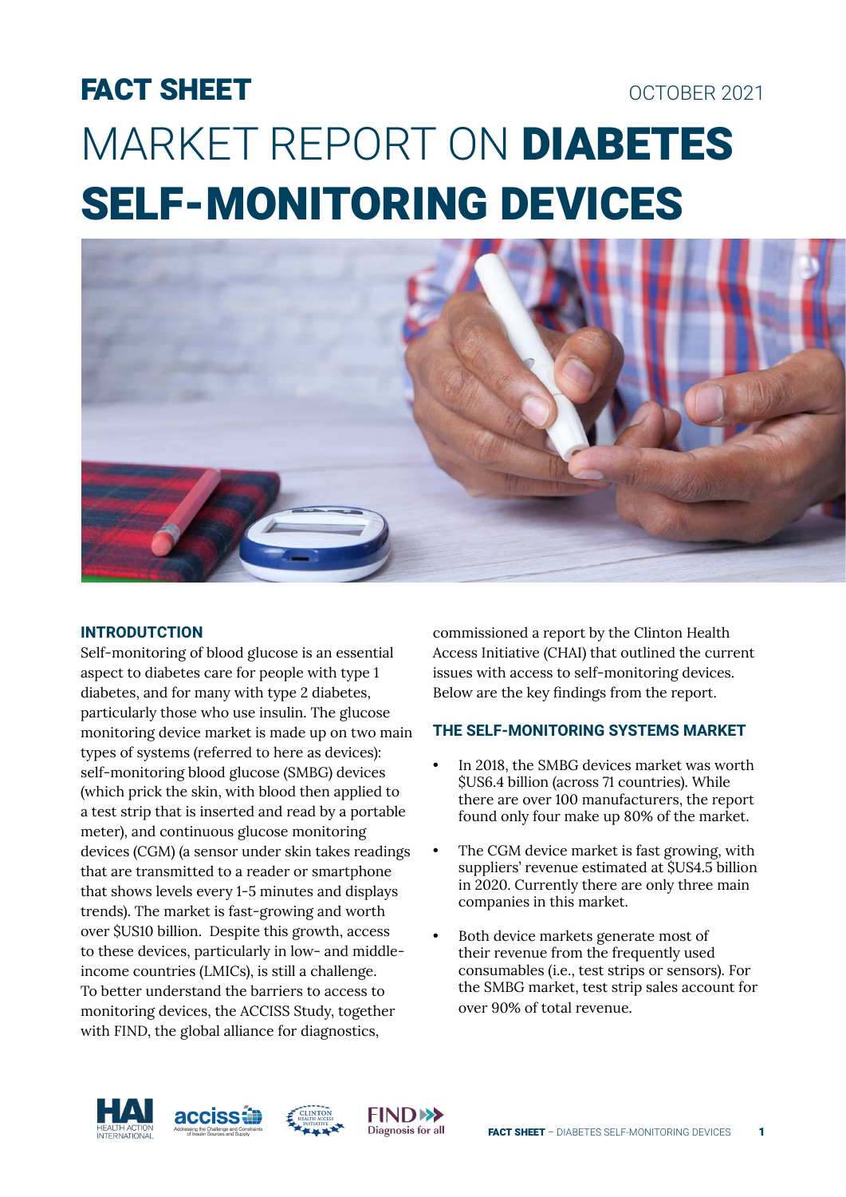# FACT SHEET

OCTOBER 2021

# MARKET REPORT ON **DIABETES SELF-MONITORING DEVICES**

## INTRODUTCTION

Self-monitoring of blood glucose is an essential aspect to diabetes care for people with type 1 diabetes, and for many with type 2 diabetes, particularly those who use insulin. The glucose monitoring device market is made up on two main types of systems (referred to here as devices): self-monitoring blood glucose (SMBG) devices (which prick the skin, with blood then applied to a test strip that is inserted and read by a portable meter), and continuous glucose monitoring devices (CGM) (a sensor under skin takes readings that are transmitted to a reader or smartphone that shows levels every 1-5 minutes and displays trends). The market is fast-growing and worth over $US10 billion. Despite this growth, access to these devices, particularly in low- and middle-income countries (LMICs), is still a challenge. To better understand the barriers to access to monitoring devices, the ACCISS Study, together with FIND, the global alliance for diagnostics, commissioned a report by the Clinton Health Access Initiative (CHAI) that outlined the current issues with access to self-monitoring devices. Below are the key findings from the report.

## THE SELF-MONITORING SYSTEMS MARKET

- In 2018, the SMBG devices market was worth $US6.4 billion (across 71 countries). While there are over 100 manufacturers, the report found only four make up 80% of the market.
- The CGM device market is fast growing, with suppliers' revenue estimated at $US4.5 billion in 2020. Currently there are only three main companies in this market.
- Both device markets generate most of their revenue from the frequently used consumables (i.e., test strips or sensors). For the SMBG market, test strip sales account for over 90% of total revenue.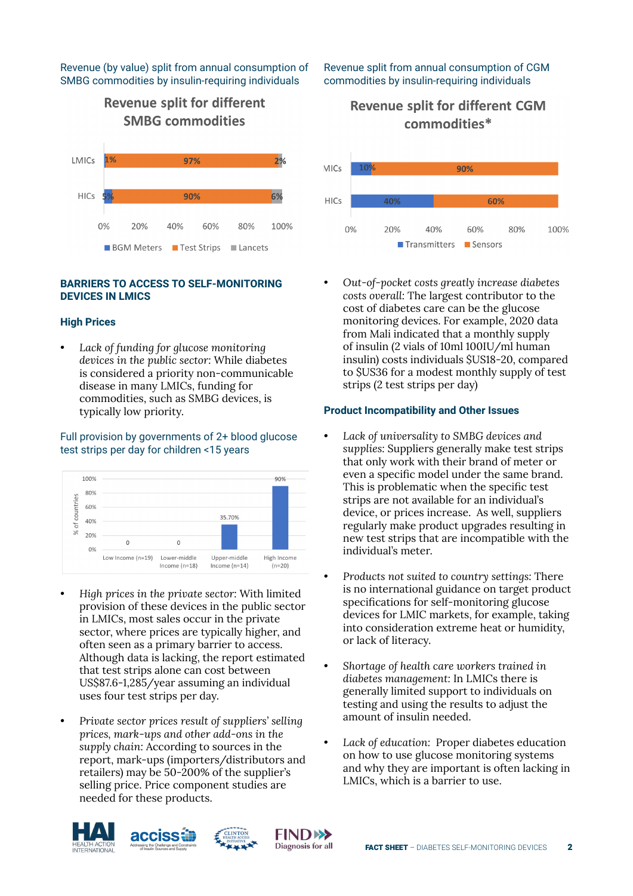Revenue (by value) split from annual consumption of SMBG commodities by insulin-requiring individuals

**Revenue split for different SMBG commodities**

| | BGM Meters | Test Strips | Lancets |
|---|---|---|---|
| LMICs | 1% | 97% | 2% |
| HICs | 5% | 90% | 6% |

Revenue split from annual consumption of CGM commodities by insulin-requiring individuals

**Revenue split for different CGM commodities***

| | Transmitters | Sensors |
|---|---|---|
| MICs | 10% | 90% |
| HICs | 40% | 60% |

## BARRIERS TO ACCESS TO SELF-MONITORING DEVICES IN LMICS

### High Prices

- *Lack of funding for glucose monitoring devices in the public sector:* While diabetes is considered a priority non-communicable disease in many LMICs, funding for commodities, such as SMBG devices, is typically low priority.

Full provision by governments of 2+ blood glucose test strips per day for children <15 years

| | Low Income (n=19) | Lower-middle Income (n=18) | Upper-middle Income (n=14) | High Income (n=20) |
|---|---|---|---|---|
| % of countries | 0 | 0 | 35.70% | 90% |

- *High prices in the private sector:* With limited provision of these devices in the public sector in LMICs, most sales occur in the private sector, where prices are typically higher, and often seen as a primary barrier to access. Although data is lacking, the report estimated that test strips alone can cost between US$87.6-1,285/year assuming an individual uses four test strips per day.

- *Private sector prices result of suppliers' selling prices, mark-ups and other add-ons in the supply chain:* According to sources in the report, mark-ups (importers/distributors and retailers) may be 50-200% of the supplier's selling price. Price component studies are needed for these products.

- *Out-of-pocket costs greatly increase diabetes costs overall:* The largest contributor to the cost of diabetes care can be the glucose monitoring devices. For example, 2020 data from Mali indicated that a monthly supply of insulin (2 vials of 10ml 100IU/ml human insulin) costs individuals $US18-20, compared to $US36 for a modest monthly supply of test strips (2 test strips per day)

### Product Incompatibility and Other Issues

- *Lack of universality to SMBG devices and supplies:* Suppliers generally make test strips that only work with their brand of meter or even a specific model under the same brand. This is problematic when the specific test strips are not available for an individual's device, or prices increase. As well, suppliers regularly make product upgrades resulting in new test strips that are incompatible with the individual's meter.

- *Products not suited to country settings:* There is no international guidance on target product specifications for self-monitoring glucose devices for LMIC markets, for example, taking into consideration extreme heat or humidity, or lack of literacy.

- *Shortage of health care workers trained in diabetes management:* In LMICs there is generally limited support to individuals on testing and using the results to adjust the amount of insulin needed.

- *Lack of education:* Proper diabetes education on how to use glucose monitoring systems and why they are important is often lacking in LMICs, which is a barrier to use.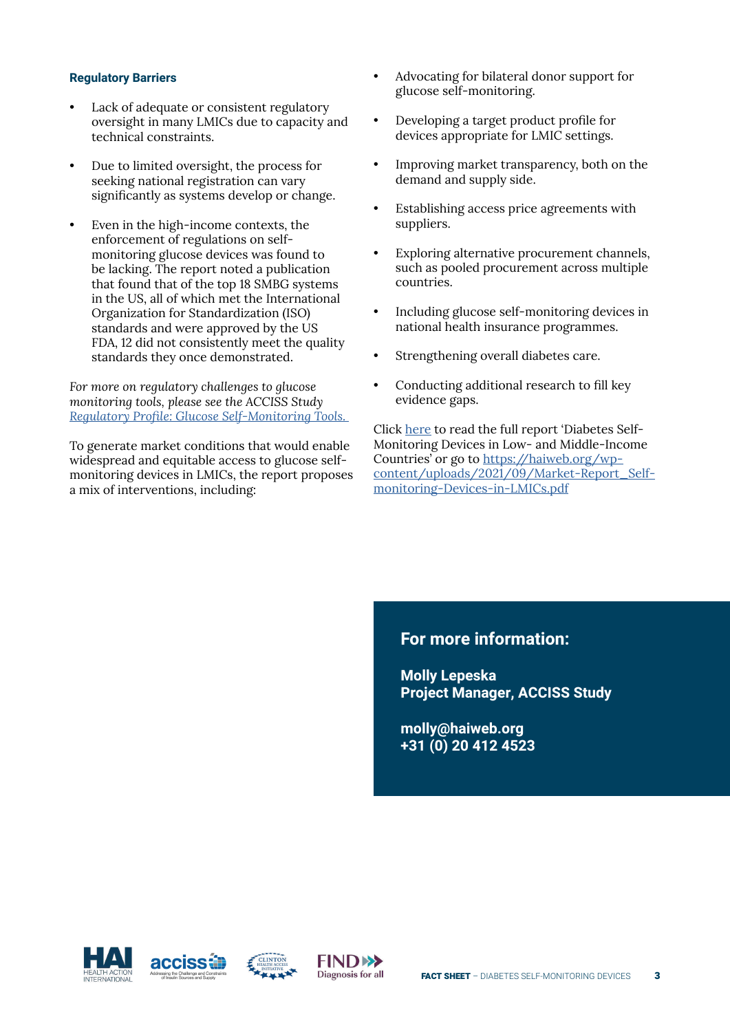### Regulatory Barriers

- Lack of adequate or consistent regulatory oversight in many LMICs due to capacity and technical constraints.
- Due to limited oversight, the process for seeking national registration can vary significantly as systems develop or change.
- Even in the high-income contexts, the enforcement of regulations on self-monitoring glucose devices was found to be lacking. The report noted a publication that found that of the top 18 SMBG systems in the US, all of which met the International Organization for Standardization (ISO) standards and were approved by the US FDA, 12 did not consistently meet the quality standards they once demonstrated.

*For more on regulatory challenges to glucose monitoring tools, please see the ACCISS Study [Regulatory Profile: Glucose Self-Monitoring Tools.]*

To generate market conditions that would enable widespread and equitable access to glucose self-monitoring devices in LMICs, the report proposes a mix of interventions, including:

- Advocating for bilateral donor support for glucose self-monitoring.
- Developing a target product profile for devices appropriate for LMIC settings.
- Improving market transparency, both on the demand and supply side.
- Establishing access price agreements with suppliers.
- Exploring alternative procurement channels, such as pooled procurement across multiple countries.
- Including glucose self-monitoring devices in national health insurance programmes.
- Strengthening overall diabetes care.
- Conducting additional research to fill key evidence gaps.

Click [here] to read the full report 'Diabetes Self-Monitoring Devices in Low- and Middle-Income Countries' or go to https://haiweb.org/wp-content/uploads/2021/09/Market-Report_Self-monitoring-Devices-in-LMICs.pdf

## For more information:

**Molly Lepeska**
**Project Manager, ACCISS Study**

**molly@haiweb.org**
**+31 (0) 20 412 4523**